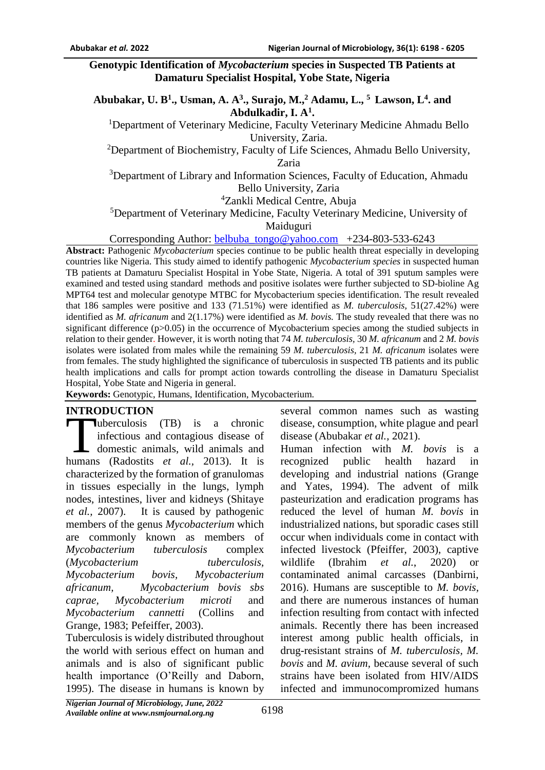# Genotypic Identification of *Mycobacterium* species in Suspected TB Patients at Damaturu Specialist Hospital, Yobe State, Nigeria

**Abubakar, U. B[1]., Usman, A. A[3]., Surajo, M.,[2] Adamu, L., [5] Lawson, L[4]. and Abdulkadir, I. A[1].**

[1]Department of Veterinary Medicine, Faculty Veterinary Medicine Ahmadu Bello University, Zaria.

[2]Department of Biochemistry, Faculty of Life Sciences, Ahmadu Bello University, Zaria

[3]Department of Library and Information Sciences, Faculty of Education, Ahmadu Bello University, Zaria

[4]Zankli Medical Centre, Abuja

[5]Department of Veterinary Medicine, Faculty Veterinary Medicine, University of Maiduguri

Corresponding Author: belbuba_tongo@yahoo.com +234-803-533-6243

**Abstract:** Pathogenic *Mycobacterium* species continue to be public health threat especially in developing countries like Nigeria. This study aimed to identify pathogenic *Mycobacterium species* in suspected human TB patients at Damaturu Specialist Hospital in Yobe State, Nigeria. A total of 391 sputum samples were examined and tested using standard methods and positive isolates were further subjected to SD-bioline Ag MPT64 test and molecular genotype MTBC for Mycobacterium species identification. The result revealed that 186 samples were positive and 133 (71.51%) were identified as *M. tuberculosis,* 51(27.42%) were identified as *M. africanum* and 2(1.17%) were identified as *M. bovis.* The study revealed that there was no significant difference ($p>0.05$) in the occurrence of Mycobacterium species among the studied subjects in relation to their gender. However, it is worth noting that 74 *M. tuberculosis*, 30 *M. africanum* and 2 *M. bovis* isolates were isolated from males while the remaining 59 *M. tuberculosis,* 21 *M. africanum* isolates were from females. The study highlighted the significance of tuberculosis in suspected TB patients and its public health implications and calls for prompt action towards controlling the disease in Damaturu Specialist Hospital, Yobe State and Nigeria in general.

**Keywords:** Genotypic, Humans, Identification, Mycobacterium.

## INTRODUCTION

Tuberculosis (TB) is a chronic infectious and contagious disease of domestic animals, wild animals and humans (Radostits *et al.,* 2013). It is characterized by the formation of granulomas in tissues especially in the lungs, lymph nodes, intestines, liver and kidneys (Shitaye *et al.*, 2007). It is caused by pathogenic members of the genus *Mycobacterium* which are commonly known as members of *Mycobacterium tuberculosis* complex (*Mycobacterium tuberculosis, Mycobacterium bovis, Mycobacterium africanum, Mycobacterium bovis sbs caprae, Mycobacterium microti* and *Mycobacterium cannetti* (Collins and Grange, 1983; Pefeiffer, 2003).

Tuberculosis is widely distributed throughout the world with serious effect on human and animals and is also of significant public health importance (O'Reilly and Daborn, 1995). The disease in humans is known by several common names such as wasting disease, consumption, white plague and pearl disease (Abubakar *et al.,* 2021).

Human infection with *M. bovis* is a recognized public health hazard in developing and industrial nations (Grange and Yates, 1994). The advent of milk pasteurization and eradication programs has reduced the level of human *M. bovis* in industrialized nations, but sporadic cases still occur when individuals come in contact with infected livestock (Pfeiffer, 2003), captive wildlife (Ibrahim *et al.*, 2020) or contaminated animal carcasses (Danbirni, 2016). Humans are susceptible to *M. bovis*, and there are numerous instances of human infection resulting from contact with infected animals. Recently there has been increased interest among public health officials, in drug-resistant strains of *M. tuberculosis*, *M. bovis* and *M. avium,* because several of such strains have been isolated from HIV/AIDS infected and immunocompromized humans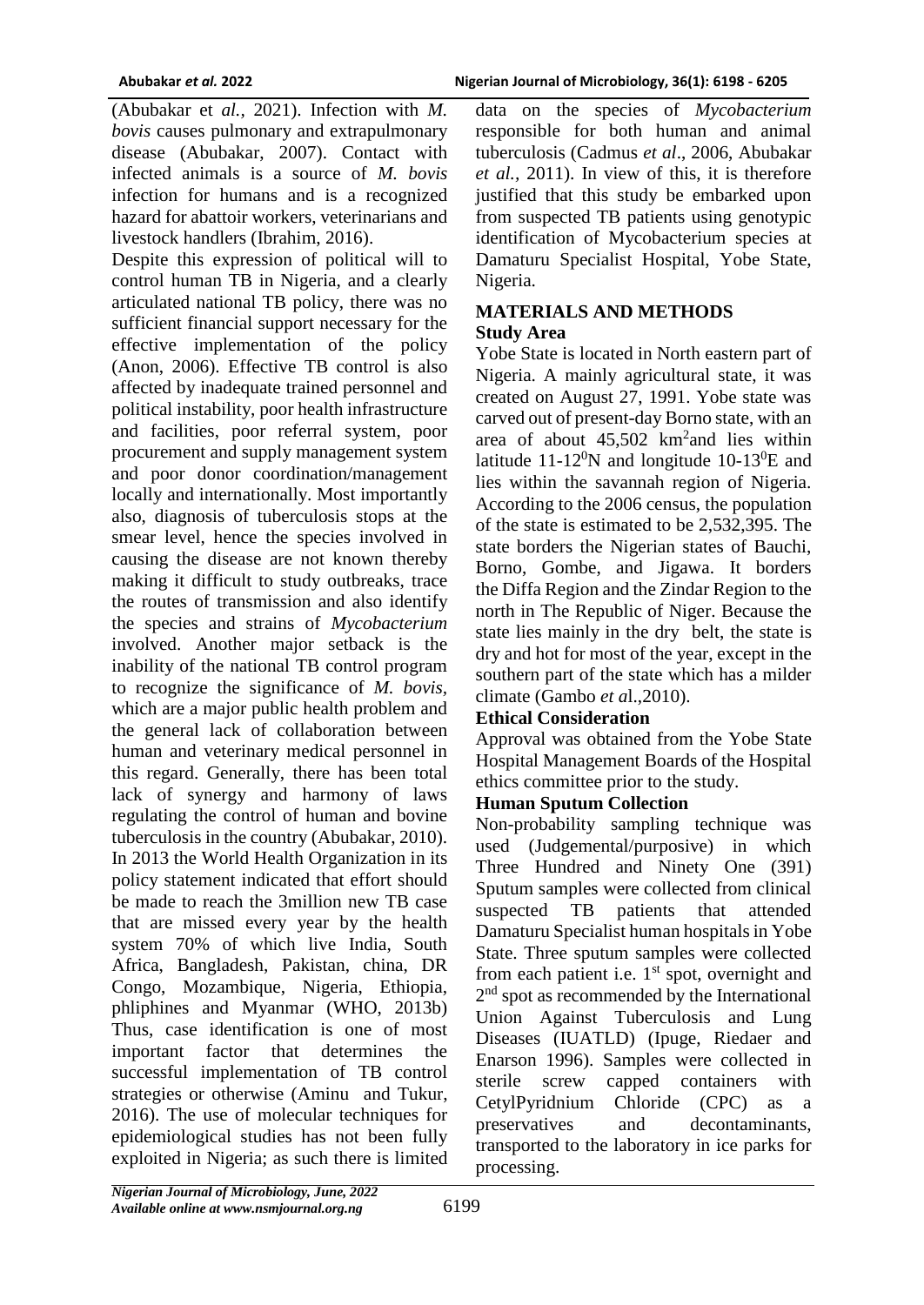(Abubakar et *al.,* 2021). Infection with *M. bovis* causes pulmonary and extrapulmonary disease (Abubakar, 2007). Contact with infected animals is a source of *M. bovis* infection for humans and is a recognized hazard for abattoir workers, veterinarians and livestock handlers (Ibrahim, 2016).

Despite this expression of political will to control human TB in Nigeria, and a clearly articulated national TB policy, there was no sufficient financial support necessary for the effective implementation of the policy (Anon, 2006). Effective TB control is also affected by inadequate trained personnel and political instability, poor health infrastructure and facilities, poor referral system, poor procurement and supply management system and poor donor coordination/management locally and internationally. Most importantly also, diagnosis of tuberculosis stops at the smear level, hence the species involved in causing the disease are not known thereby making it difficult to study outbreaks, trace the routes of transmission and also identify the species and strains of *Mycobacterium* involved. Another major setback is the inability of the national TB control program to recognize the significance of *M. bovis*, which are a major public health problem and the general lack of collaboration between human and veterinary medical personnel in this regard. Generally, there has been total lack of synergy and harmony of laws regulating the control of human and bovine tuberculosis in the country (Abubakar, 2010). In 2013 the World Health Organization in its policy statement indicated that effort should be made to reach the 3million new TB case that are missed every year by the health system 70% of which live India, South Africa, Bangladesh, Pakistan, china, DR Congo, Mozambique, Nigeria, Ethiopia, phliphines and Myanmar (WHO, 2013b) Thus, case identification is one of most important factor that determines the successful implementation of TB control strategies or otherwise (Aminu and Tukur, 2016). The use of molecular techniques for epidemiological studies has not been fully exploited in Nigeria; as such there is limited data on the species of *Mycobacterium* responsible for both human and animal tuberculosis (Cadmus *et al*., 2006, Abubakar *et al.,* 2011). In view of this, it is therefore justified that this study be embarked upon from suspected TB patients using genotypic identification of Mycobacterium species at Damaturu Specialist Hospital, Yobe State, Nigeria.

## MATERIALS AND METHODS

### Study Area

Yobe State is located in North eastern part of Nigeria. A mainly agricultural state, it was created on August 27, 1991. Yobe state was carved out of present-day Borno state, with an area of about 45,502 $km^2$and lies within latitude 11-12$^0$N and longitude 10-13$^0$E and lies within the savannah region of Nigeria. According to the 2006 census, the population of the state is estimated to be 2,532,395. The state borders the Nigerian states of Bauchi, Borno, Gombe, and Jigawa. It borders the Diffa Region and the Zindar Region to the north in The Republic of Niger. Because the state lies mainly in the dry belt, the state is dry and hot for most of the year, except in the southern part of the state which has a milder climate (Gambo *et a*l.,2010).

### Ethical Consideration

Approval was obtained from the Yobe State Hospital Management Boards of the Hospital ethics committee prior to the study.

### Human Sputum Collection

Non-probability sampling technique was used (Judgemental/purposive) in which Three Hundred and Ninety One (391) Sputum samples were collected from clinical suspected TB patients that attended Damaturu Specialist human hospitals in Yobe State. Three sputum samples were collected from each patient i.e. 1$^{st}$ spot, overnight and 2$^{nd}$ spot as recommended by the International Union Against Tuberculosis and Lung Diseases (IUATLD) (Ipuge, Riedaer and Enarson 1996). Samples were collected in sterile screw capped containers with CetylPyridnium Chloride (CPC) as a preservatives and decontaminants, transported to the laboratory in ice parks for processing.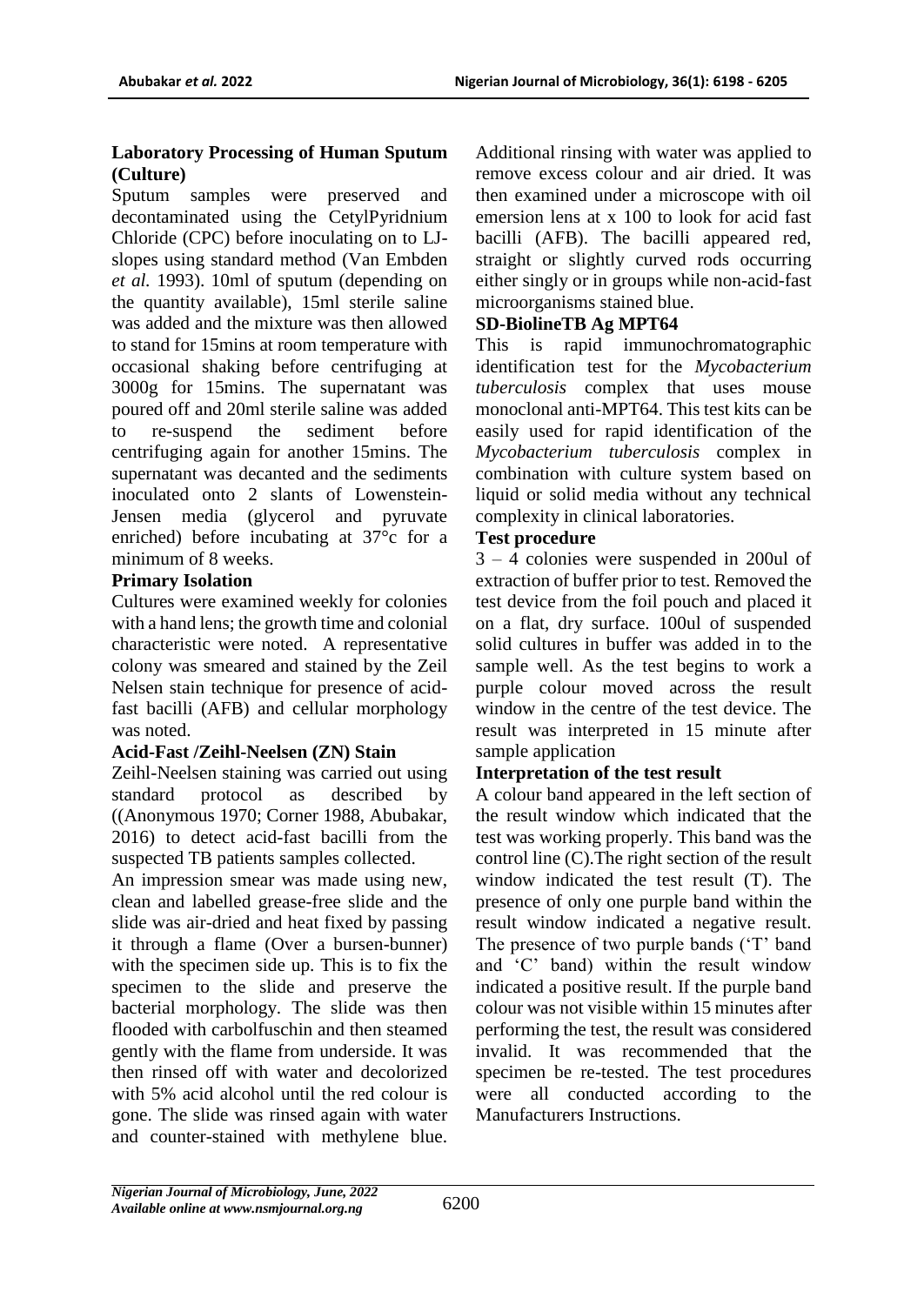**Laboratory Processing of Human Sputum (Culture)**

Sputum samples were preserved and decontaminated using the CetylPyridnium Chloride (CPC) before inoculating on to LJ-slopes using standard method (Van Embden *et al.* 1993). 10ml of sputum (depending on the quantity available), 15ml sterile saline was added and the mixture was then allowed to stand for 15mins at room temperature with occasional shaking before centrifuging at 3000g for 15mins. The supernatant was poured off and 20ml sterile saline was added to re-suspend the sediment before centrifuging again for another 15mins. The supernatant was decanted and the sediments inoculated onto 2 slants of Lowenstein-Jensen media (glycerol and pyruvate enriched) before incubating at 37°c for a minimum of 8 weeks.

**Primary Isolation**

Cultures were examined weekly for colonies with a hand lens; the growth time and colonial characteristic were noted. A representative colony was smeared and stained by the Zeil Nelsen stain technique for presence of acid-fast bacilli (AFB) and cellular morphology was noted.

**Acid-Fast /Zeihl-Neelsen (ZN) Stain**

Zeihl-Neelsen staining was carried out using standard protocol as described by ((Anonymous 1970; Corner 1988, Abubakar, 2016) to detect acid-fast bacilli from the suspected TB patients samples collected.

An impression smear was made using new, clean and labelled grease-free slide and the slide was air-dried and heat fixed by passing it through a flame (Over a bursen-bunner) with the specimen side up. This is to fix the specimen to the slide and preserve the bacterial morphology. The slide was then flooded with carbolfuschin and then steamed gently with the flame from underside. It was then rinsed off with water and decolorized with 5% acid alcohol until the red colour is gone. The slide was rinsed again with water and counter-stained with methylene blue. Additional rinsing with water was applied to remove excess colour and air dried. It was then examined under a microscope with oil emersion lens at x 100 to look for acid fast bacilli (AFB). The bacilli appeared red, straight or slightly curved rods occurring either singly or in groups while non-acid-fast microorganisms stained blue.

**SD-BiolineTB Ag MPT64**

This is rapid immunochromatographic identification test for the *Mycobacterium tuberculosis* complex that uses mouse monoclonal anti-MPT64. This test kits can be easily used for rapid identification of the *Mycobacterium tuberculosis* complex in combination with culture system based on liquid or solid media without any technical complexity in clinical laboratories.

**Test procedure**

3 – 4 colonies were suspended in 200ul of extraction of buffer prior to test. Removed the test device from the foil pouch and placed it on a flat, dry surface. 100ul of suspended solid cultures in buffer was added in to the sample well. As the test begins to work a purple colour moved across the result window in the centre of the test device. The result was interpreted in 15 minute after sample application

**Interpretation of the test result**

A colour band appeared in the left section of the result window which indicated that the test was working properly. This band was the control line (C).The right section of the result window indicated the test result (T). The presence of only one purple band within the result window indicated a negative result. The presence of two purple bands ('T' band and 'C' band) within the result window indicated a positive result. If the purple band colour was not visible within 15 minutes after performing the test, the result was considered invalid. It was recommended that the specimen be re-tested. The test procedures were all conducted according to the Manufacturers Instructions.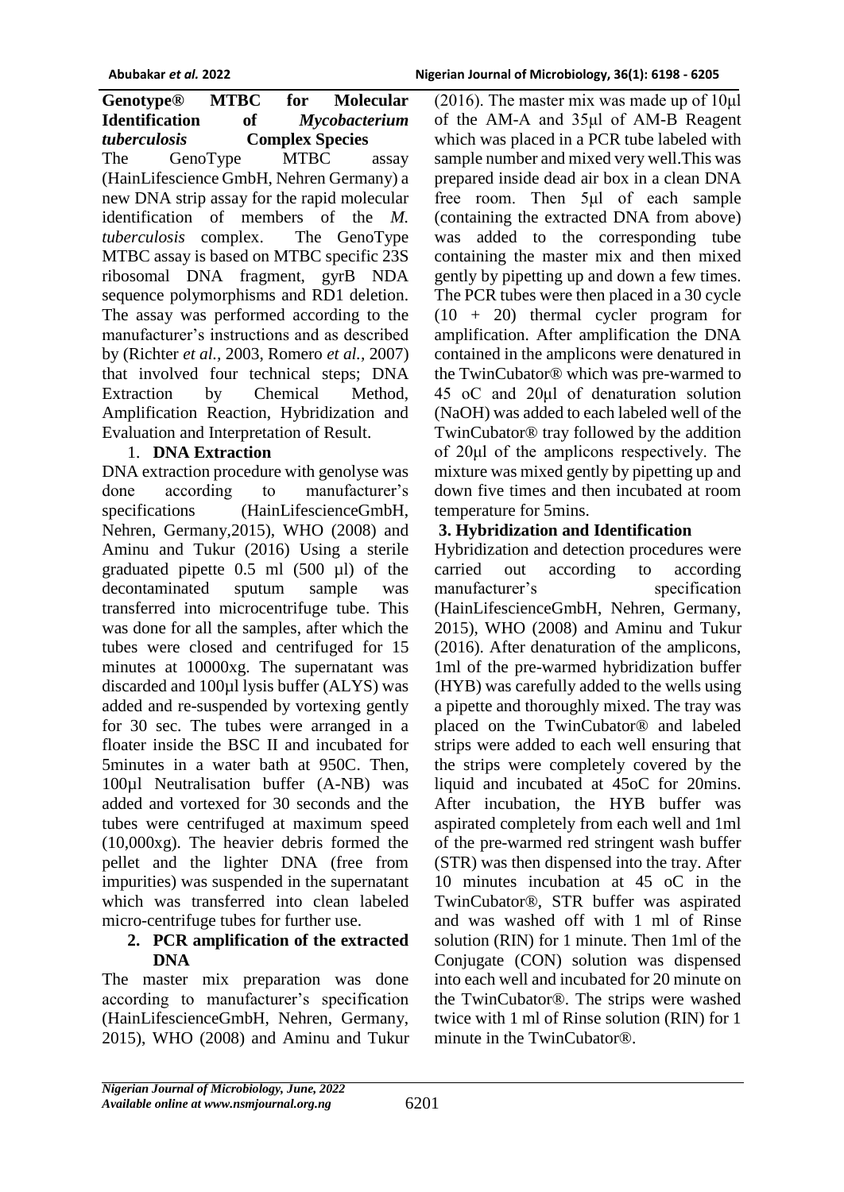**Genotype® MTBC for Molecular Identification of *Mycobacterium tuberculosis* Complex Species**

The GenoType MTBC assay (HainLifescience GmbH, Nehren Germany) a new DNA strip assay for the rapid molecular identification of members of the *M. tuberculosis* complex. The GenoType MTBC assay is based on MTBC specific 23S ribosomal DNA fragment, gyrB NDA sequence polymorphisms and RD1 deletion. The assay was performed according to the manufacturer's instructions and as described by (Richter *et al.,* 2003, Romero *et al.,* 2007) that involved four technical steps; DNA Extraction by Chemical Method, Amplification Reaction, Hybridization and Evaluation and Interpretation of Result.

1. **DNA Extraction**

DNA extraction procedure with genolyse was done according to manufacturer's specifications (HainLifescienceGmbH, Nehren, Germany,2015), WHO (2008) and Aminu and Tukur (2016) Using a sterile graduated pipette 0.5 ml (500 µl) of the decontaminated sputum sample was transferred into microcentrifuge tube. This was done for all the samples, after which the tubes were closed and centrifuged for 15 minutes at 10000xg. The supernatant was discarded and 100µl lysis buffer (ALYS) was added and re-suspended by vortexing gently for 30 sec. The tubes were arranged in a floater inside the BSC II and incubated for 5minutes in a water bath at 950C. Then, 100µl Neutralisation buffer (A-NB) was added and vortexed for 30 seconds and the tubes were centrifuged at maximum speed (10,000xg). The heavier debris formed the pellet and the lighter DNA (free from impurities) was suspended in the supernatant which was transferred into clean labeled micro-centrifuge tubes for further use.

2. **PCR amplification of the extracted DNA**

The master mix preparation was done according to manufacturer's specification (HainLifescienceGmbH, Nehren, Germany, 2015), WHO (2008) and Aminu and Tukur (2016). The master mix was made up of 10μl of the AM-A and 35μl of AM-B Reagent which was placed in a PCR tube labeled with sample number and mixed very well.This was prepared inside dead air box in a clean DNA free room. Then 5μl of each sample (containing the extracted DNA from above) was added to the corresponding tube containing the master mix and then mixed gently by pipetting up and down a few times. The PCR tubes were then placed in a 30 cycle (10 + 20) thermal cycler program for amplification. After amplification the DNA contained in the amplicons were denatured in the TwinCubator® which was pre-warmed to 45 oC and 20μl of denaturation solution (NaOH) was added to each labeled well of the TwinCubator® tray followed by the addition of 20μl of the amplicons respectively. The mixture was mixed gently by pipetting up and down five times and then incubated at room temperature for 5mins.

**3. Hybridization and Identification**

Hybridization and detection procedures were carried out according to according manufacturer's specification (HainLifescienceGmbH, Nehren, Germany, 2015), WHO (2008) and Aminu and Tukur (2016). After denaturation of the amplicons, 1ml of the pre-warmed hybridization buffer (HYB) was carefully added to the wells using a pipette and thoroughly mixed. The tray was placed on the TwinCubator® and labeled strips were added to each well ensuring that the strips were completely covered by the liquid and incubated at 45oC for 20mins. After incubation, the HYB buffer was aspirated completely from each well and 1ml of the pre-warmed red stringent wash buffer (STR) was then dispensed into the tray. After 10 minutes incubation at 45 oC in the TwinCubator®, STR buffer was aspirated and was washed off with 1 ml of Rinse solution (RIN) for 1 minute. Then 1ml of the Conjugate (CON) solution was dispensed into each well and incubated for 20 minute on the TwinCubator®. The strips were washed twice with 1 ml of Rinse solution (RIN) for 1 minute in the TwinCubator®.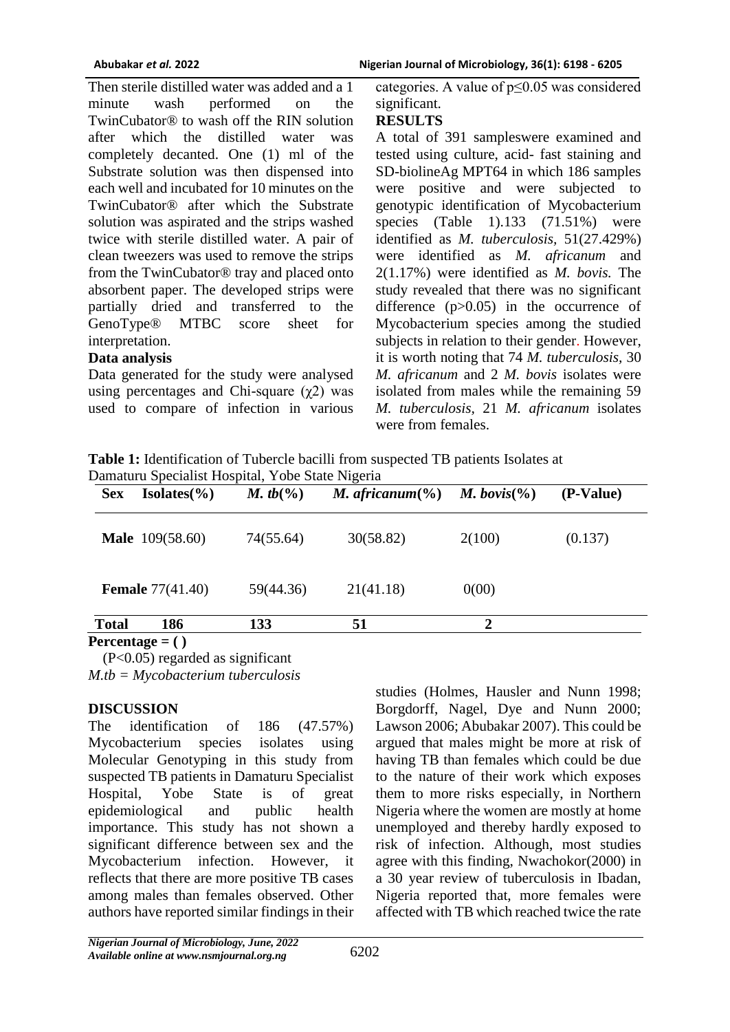Then sterile distilled water was added and a 1 minute wash performed on the TwinCubator® to wash off the RIN solution after which the distilled water was completely decanted. One (1) ml of the Substrate solution was then dispensed into each well and incubated for 10 minutes on the TwinCubator® after which the Substrate solution was aspirated and the strips washed twice with sterile distilled water. A pair of clean tweezers was used to remove the strips from the TwinCubator® tray and placed onto absorbent paper. The developed strips were partially dried and transferred to the GenoType® MTBC score sheet for interpretation.

**Data analysis**

Data generated for the study were analysed using percentages and Chi-square ($\chi 2$) was used to compare of infection in various categories. A value of $p \leq 0.05$ was considered significant.

**RESULTS**

A total of 391 sampleswere examined and tested using culture, acid- fast staining and SD-biolineAg MPT64 in which 186 samples were positive and were subjected to genotypic identification of Mycobacterium species (Table 1).133 (71.51%) were identified as *M. tuberculosis,* 51(27.429%) were identified as *M. africanum* and 2(1.17%) were identified as *M. bovis.* The study revealed that there was no significant difference (p>0.05) in the occurrence of Mycobacterium species among the studied subjects in relation to their gender. However, it is worth noting that 74 *M. tuberculosis,* 30 *M. africanum* and 2 *M. bovis* isolates were isolated from males while the remaining 59 *M. tuberculosis,* 21 *M. africanum* isolates were from females.

**Table 1:** Identification of Tubercle bacilli from suspected TB patients Isolates at Damaturu Specialist Hospital, Yobe State Nigeria

| Sex | Isolates(%) | *M. tb*(%) | *M. africanum*(%) | *M. bovis*(%) | (P-Value) |
|---|---|---|---|---|---|
| **Male** | 109(58.60) | 74(55.64) | 30(58.82) | 2(100) | (0.137) |
| **Female** | 77(41.40) | 59(44.36) | 21(41.18) | 0(00) | |
| **Total** | **186** | **133** | **51** | **2** | |

**Percentage = ( )**

(P<0.05) regarded as significant

*M.tb = Mycobacterium tuberculosis*

**DISCUSSION**

The identification of 186 (47.57%) Mycobacterium species isolates using Molecular Genotyping in this study from suspected TB patients in Damaturu Specialist Hospital, Yobe State is of great epidemiological and public health importance. This study has not shown a significant difference between sex and the Mycobacterium infection. However, it reflects that there are more positive TB cases among males than females observed. Other authors have reported similar findings in their studies (Holmes, Hausler and Nunn 1998; Borgdorff, Nagel, Dye and Nunn 2000; Lawson 2006; Abubakar 2007). This could be argued that males might be more at risk of having TB than females which could be due to the nature of their work which exposes them to more risks especially, in Northern Nigeria where the women are mostly at home unemployed and thereby hardly exposed to risk of infection. Although, most studies agree with this finding, Nwachokor(2000) in a 30 year review of tuberculosis in Ibadan, Nigeria reported that, more females were affected with TB which reached twice the rate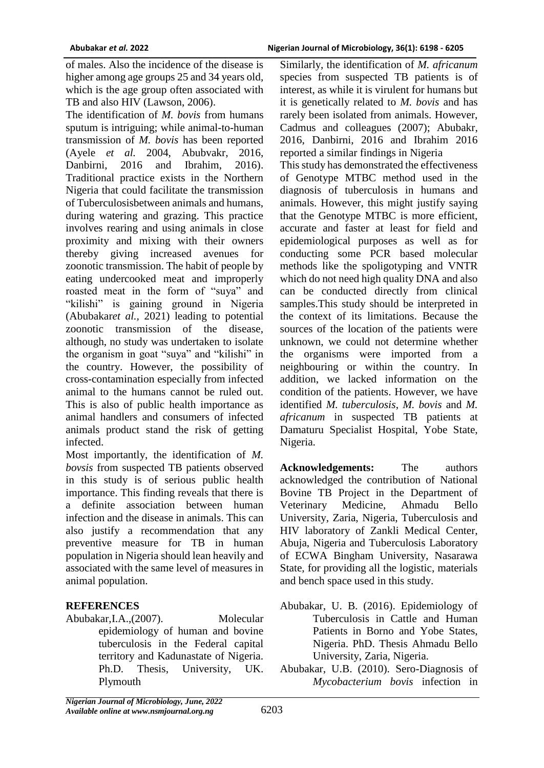of males. Also the incidence of the disease is higher among age groups 25 and 34 years old, which is the age group often associated with TB and also HIV (Lawson, 2006).

The identification of *M. bovis* from humans sputum is intriguing; while animal-to-human transmission of *M. bovis* has been reported (Ayele *et al.* 2004, Abubvakr, 2016, Danbirni, 2016 and Ibrahim, 2016). Traditional practice exists in the Northern Nigeria that could facilitate the transmission of Tuberculosisbetween animals and humans, during watering and grazing. This practice involves rearing and using animals in close proximity and mixing with their owners thereby giving increased avenues for zoonotic transmission. The habit of people by eating undercooked meat and improperly roasted meat in the form of "suya" and "kilishi" is gaining ground in Nigeria (Abubakar*et al.,* 2021) leading to potential zoonotic transmission of the disease, although, no study was undertaken to isolate the organism in goat "suya" and "kilishi" in the country. However, the possibility of cross-contamination especially from infected animal to the humans cannot be ruled out. This is also of public health importance as animal handlers and consumers of infected animals product stand the risk of getting infected.

Most importantly, the identification of *M. bovsis* from suspected TB patients observed in this study is of serious public health importance. This finding reveals that there is a definite association between human infection and the disease in animals. This can also justify a recommendation that any preventive measure for TB in human population in Nigeria should lean heavily and associated with the same level of measures in animal population.

Similarly, the identification of *M. africanum* species from suspected TB patients is of interest, as while it is virulent for humans but it is genetically related to *M. bovis* and has rarely been isolated from animals. However, Cadmus and colleagues (2007); Abubakr, 2016, Danbirni, 2016 and Ibrahim 2016 reported a similar findings in Nigeria

This study has demonstrated the effectiveness of Genotype MTBC method used in the diagnosis of tuberculosis in humans and animals. However, this might justify saying that the Genotype MTBC is more efficient, accurate and faster at least for field and epidemiological purposes as well as for conducting some PCR based molecular methods like the spoligotyping and VNTR which do not need high quality DNA and also can be conducted directly from clinical samples.This study should be interpreted in the context of its limitations. Because the sources of the location of the patients were unknown, we could not determine whether the organisms were imported from a neighbouring or within the country. In addition, we lacked information on the condition of the patients. However, we have identified *M. tuberculosis*, *M. bovis* and *M. africanum* in suspected TB patients at Damaturu Specialist Hospital, Yobe State, Nigeria.

**Acknowledgements:** The authors acknowledged the contribution of National Bovine TB Project in the Department of Veterinary Medicine, Ahmadu Bello University, Zaria, Nigeria, Tuberculosis and HIV laboratory of Zankli Medical Center, Abuja, Nigeria and Tuberculosis Laboratory of ECWA Bingham University, Nasarawa State, for providing all the logistic, materials and bench space used in this study.

## REFERENCES

Abubakar,I.A.,(2007). Molecular epidemiology of human and bovine tuberculosis in the Federal capital territory and Kadunastate of Nigeria. Ph.D. Thesis, University, UK. Plymouth

Abubakar, U. B. (2016). Epidemiology of Tuberculosis in Cattle and Human Patients in Borno and Yobe States, Nigeria. PhD. Thesis Ahmadu Bello University, Zaria, Nigeria.

Abubakar, U.B. (2010). Sero-Diagnosis of *Mycobacterium bovis* infection in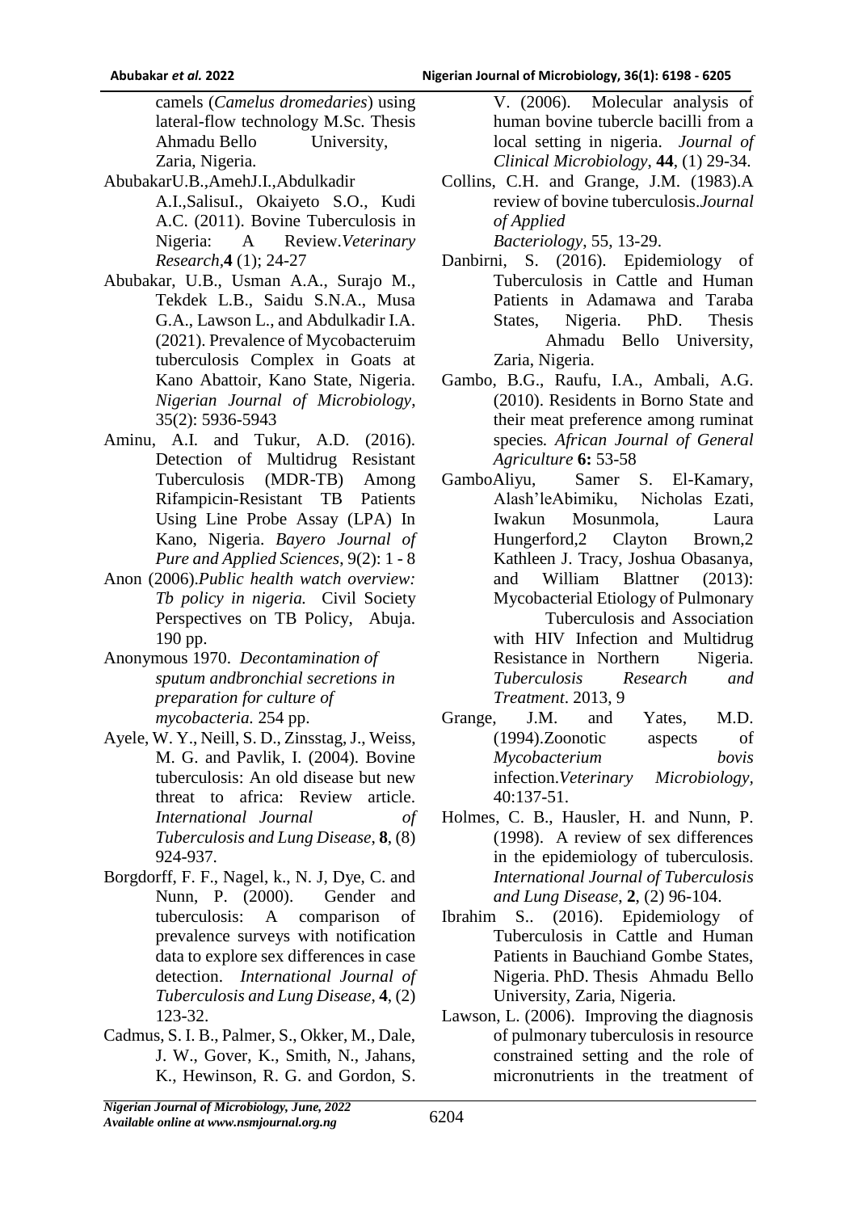camels (*Camelus dromedaries*) using lateral-flow technology M.Sc. Thesis Ahmadu Bello University, Zaria, Nigeria.

AbubakarU.B.,AmehJ.I.,Abdulkadir A.I.,SalisuI., Okaiyeto S.O., Kudi A.C. (2011). Bovine Tuberculosis in Nigeria: A Review.*Veterinary Research*,**4** (1); 24-27

Abubakar, U.B., Usman A.A., Surajo M., Tekdek L.B., Saidu S.N.A., Musa G.A., Lawson L., and Abdulkadir I.A. (2021). Prevalence of Mycobacteruim tuberculosis Complex in Goats at Kano Abattoir, Kano State, Nigeria. *Nigerian Journal of Microbiology*, 35(2): 5936-5943

Aminu, A.I. and Tukur, A.D. (2016). Detection of Multidrug Resistant Tuberculosis (MDR-TB) Among Rifampicin-Resistant TB Patients Using Line Probe Assay (LPA) In Kano, Nigeria. *Bayero Journal of Pure and Applied Sciences*, 9(2): 1 - 8

Anon (2006).*Public health watch overview: Tb policy in nigeria.* Civil Society Perspectives on TB Policy, Abuja. 190 pp.

Anonymous 1970. *Decontamination of sputum andbronchial secretions in preparation for culture of mycobacteria.* 254 pp.

Ayele, W. Y., Neill, S. D., Zinsstag, J., Weiss, M. G. and Pavlik, I. (2004). Bovine tuberculosis: An old disease but new threat to africa: Review article. *International Journal of Tuberculosis and Lung Disease*, **8**, (8) 924-937.

Borgdorff, F. F., Nagel, k., N. J, Dye, C. and Nunn, P. (2000). Gender and tuberculosis: A comparison of prevalence surveys with notification data to explore sex differences in case detection. *International Journal of Tuberculosis and Lung Disease*, **4**, (2) 123-32.

Cadmus, S. I. B., Palmer, S., Okker, M., Dale, J. W., Gover, K., Smith, N., Jahans, K., Hewinson, R. G. and Gordon, S. V. (2006). Molecular analysis of human bovine tubercle bacilli from a local setting in nigeria. *Journal of Clinical Microbiology*, **44**, (1) 29-34.

Collins, C.H. and Grange, J.M. (1983).A review of bovine tuberculosis.*Journal of Applied Bacteriology*, 55, 13-29.

Danbirni, S. (2016). Epidemiology of Tuberculosis in Cattle and Human Patients in Adamawa and Taraba States, Nigeria. PhD. Thesis Ahmadu Bello University, Zaria, Nigeria.

Gambo, B.G., Raufu, I.A., Ambali, A.G. (2010). Residents in Borno State and their meat preference among ruminat species. *African Journal of General Agriculture* **6:** 53-58

GamboAliyu, Samer S. El-Kamary, Alash'leAbimiku, Nicholas Ezati, Iwakun Mosunmola, Laura Hungerford,2 Clayton Brown,2 Kathleen J. Tracy, Joshua Obasanya, and William Blattner (2013): Mycobacterial Etiology of Pulmonary Tuberculosis and Association with HIV Infection and Multidrug Resistance in Northern Nigeria. *Tuberculosis Research and Treatment*. 2013, 9

Grange, J.M. and Yates, M.D. (1994).Zoonotic aspects of *Mycobacterium bovis* infection.*Veterinary Microbiology*, 40:137-51.

Holmes, C. B., Hausler, H. and Nunn, P. (1998). A review of sex differences in the epidemiology of tuberculosis. *International Journal of Tuberculosis and Lung Disease*, **2**, (2) 96-104.

Ibrahim S.. (2016). Epidemiology of Tuberculosis in Cattle and Human Patients in Bauchiand Gombe States, Nigeria. PhD. Thesis Ahmadu Bello University, Zaria, Nigeria.

Lawson, L. (2006). Improving the diagnosis of pulmonary tuberculosis in resource constrained setting and the role of micronutrients in the treatment of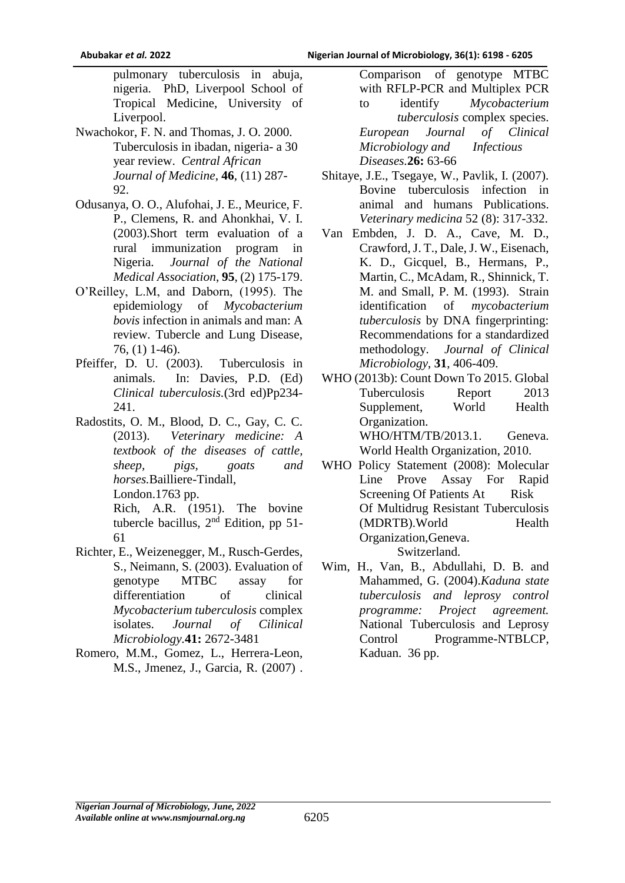pulmonary tuberculosis in abuja, nigeria. PhD, Liverpool School of Tropical Medicine, University of Liverpool.

Nwachokor, F. N. and Thomas, J. O. 2000. Tuberculosis in ibadan, nigeria- a 30 year review. *Central African Journal of Medicine*, **46**, (11) 287-92.

Odusanya, O. O., Alufohai, J. E., Meurice, F. P., Clemens, R. and Ahonkhai, V. I. (2003).Short term evaluation of a rural immunization program in Nigeria. *Journal of the National Medical Association*, **95**, (2) 175-179.

O'Reilley, L.M, and Daborn, (1995). The epidemiology of *Mycobacterium bovis* infection in animals and man: A review. Tubercle and Lung Disease, 76, (1) 1-46).

Pfeiffer, D. U. (2003). Tuberculosis in animals. In: Davies, P.D. (Ed) *Clinical tuberculosis*.(3rd ed)Pp234-241.

Radostits, O. M., Blood, D. C., Gay, C. C. (2013). *Veterinary medicine: A textbook of the diseases of cattle, sheep, pigs, goats and horses.*Bailliere-Tindall, London.1763 pp.
Rich, A.R. (1951). The bovine tubercle bacillus, 2nd Edition, pp 51-61

Richter, E., Weizenegger, M., Rusch-Gerdes, S., Neimann, S. (2003). Evaluation of genotype MTBC assay for differentiation of clinical *Mycobacterium tuberculosis* complex isolates. *Journal of Cilinical Microbiology*.**41:** 2672-3481

Romero, M.M., Gomez, L., Herrera-Leon, M.S., Jmenez, J., Garcia, R. (2007) . Comparison of genotype MTBC with RFLP-PCR and Multiplex PCR to identify *Mycobacterium tuberculosis* complex species. *European Journal of Clinical Microbiology and Infectious Diseases*.**26:** 63-66

Shitaye, J.E., Tsegaye, W., Pavlik, I. (2007). Bovine tuberculosis infection in animal and humans Publications. *Veterinary medicina* 52 (8): 317-332.

Van Embden, J. D. A., Cave, M. D., Crawford, J. T., Dale, J. W., Eisenach, K. D., Gicquel, B., Hermans, P., Martin, C., McAdam, R., Shinnick, T. M. and Small, P. M. (1993). Strain identification of *mycobacterium tuberculosis* by DNA fingerprinting: Recommendations for a standardized methodology. *Journal of Clinical Microbiology*, **31**, 406-409.

WHO (2013b): Count Down To 2015. Global Tuberculosis Report 2013 Supplement, World Health Organization. WHO/HTM/TB/2013.1. Geneva. World Health Organization, 2010.

WHO Policy Statement (2008): Molecular Line Prove Assay For Rapid Screening Of Patients At Risk Of Multidrug Resistant Tuberculosis (MDRTB).World Health Organization,Geneva. Switzerland.

Wim, H., Van, B., Abdullahi, D. B. and Mahammed, G. (2004).*Kaduna state tuberculosis and leprosy control programme: Project agreement.* National Tuberculosis and Leprosy Control Programme-NTBLCP, Kaduan. 36 pp.